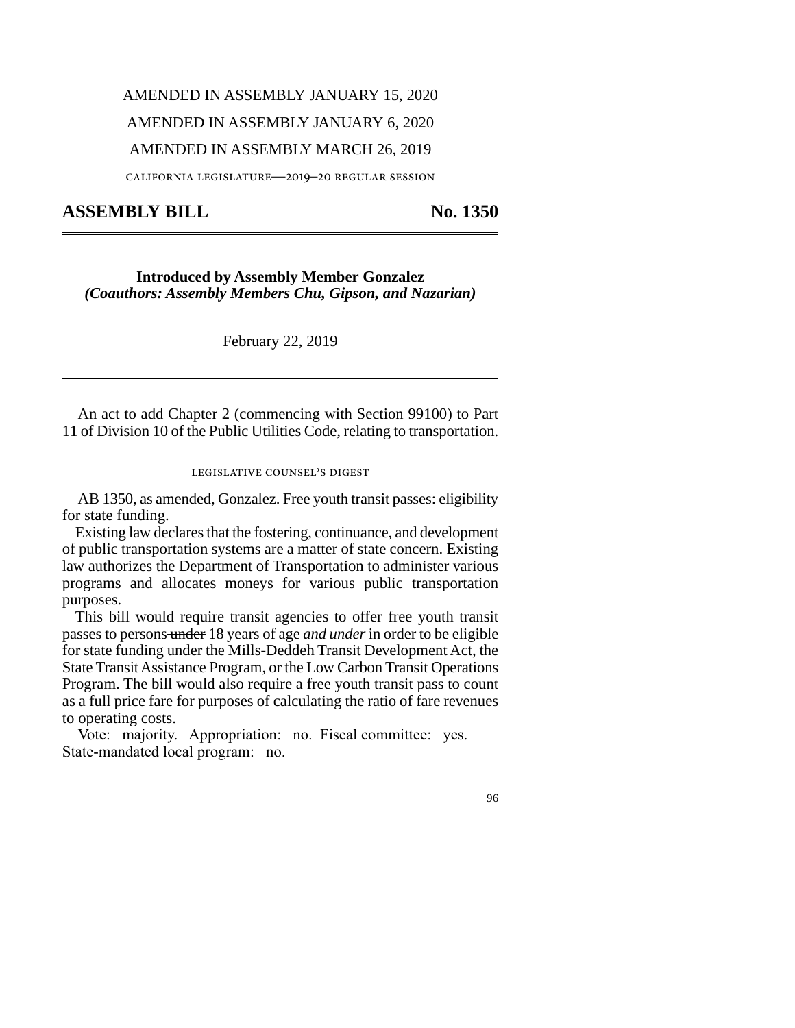AMENDED IN ASSEMBLY JANUARY 15, 2020

AMENDED IN ASSEMBLY JANUARY 6, 2020

AMENDED IN ASSEMBLY MARCH 26, 2019

CALIFORNIA LEGISLATURE—2019–20 REGULAR SESSION

# ASSEMBLY BILL No. 1350

**Introduced by Assembly Member Gonzalez**
***(Coauthors: Assembly Members Chu, Gipson, and Nazarian)***

February 22, 2019

An act to add Chapter 2 (commencing with Section 99100) to Part 11 of Division 10 of the Public Utilities Code, relating to transportation.

## LEGISLATIVE COUNSEL'S DIGEST

AB 1350, as amended, Gonzalez. Free youth transit passes: eligibility for state funding.

Existing law declares that the fostering, continuance, and development of public transportation systems are a matter of state concern. Existing law authorizes the Department of Transportation to administer various programs and allocates moneys for various public transportation purposes.

This bill would require transit agencies to offer free youth transit passes to persons ~~under~~ 18 years of age *and under* in order to be eligible for state funding under the Mills-Deddeh Transit Development Act, the State Transit Assistance Program, or the Low Carbon Transit Operations Program. The bill would also require a free youth transit pass to count as a full price fare for purposes of calculating the ratio of fare revenues to operating costs.

Vote: majority. Appropriation: no. Fiscal committee: yes. State-mandated local program: no.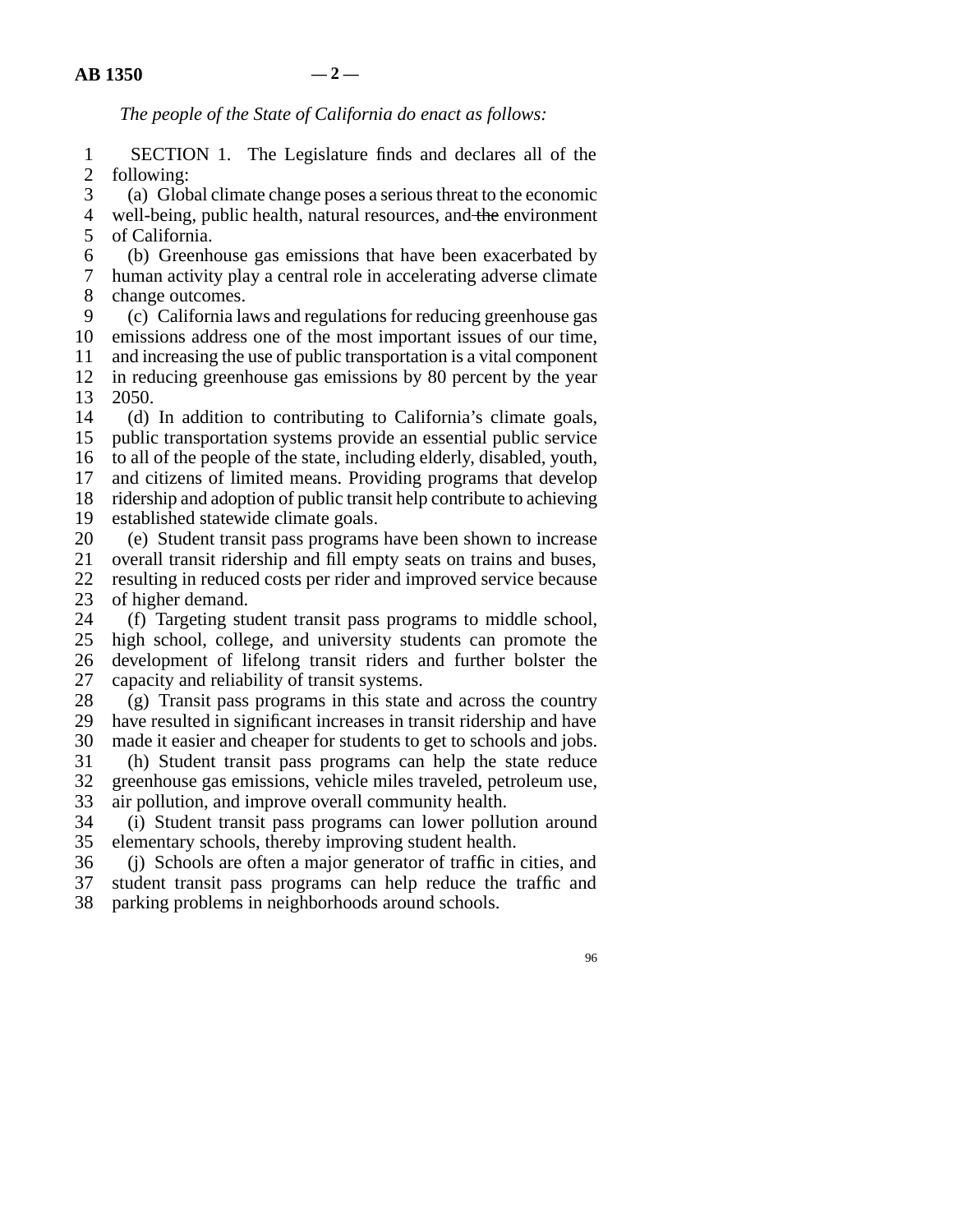*The people of the State of California do enact as follows:*

SECTION 1. The Legislature finds and declares all of the following:

(a) Global climate change poses a serious threat to the economic well-being, public health, natural resources, and ~~the~~ environment of California.

(b) Greenhouse gas emissions that have been exacerbated by human activity play a central role in accelerating adverse climate change outcomes.

(c) California laws and regulations for reducing greenhouse gas emissions address one of the most important issues of our time, and increasing the use of public transportation is a vital component in reducing greenhouse gas emissions by 80 percent by the year 2050.

(d) In addition to contributing to California's climate goals, public transportation systems provide an essential public service to all of the people of the state, including elderly, disabled, youth, and citizens of limited means. Providing programs that develop ridership and adoption of public transit help contribute to achieving established statewide climate goals.

(e) Student transit pass programs have been shown to increase overall transit ridership and fill empty seats on trains and buses, resulting in reduced costs per rider and improved service because of higher demand.

(f) Targeting student transit pass programs to middle school, high school, college, and university students can promote the development of lifelong transit riders and further bolster the capacity and reliability of transit systems.

(g) Transit pass programs in this state and across the country have resulted in significant increases in transit ridership and have made it easier and cheaper for students to get to schools and jobs.

(h) Student transit pass programs can help the state reduce greenhouse gas emissions, vehicle miles traveled, petroleum use, air pollution, and improve overall community health.

(i) Student transit pass programs can lower pollution around elementary schools, thereby improving student health.

(j) Schools are often a major generator of traffic in cities, and student transit pass programs can help reduce the traffic and parking problems in neighborhoods around schools.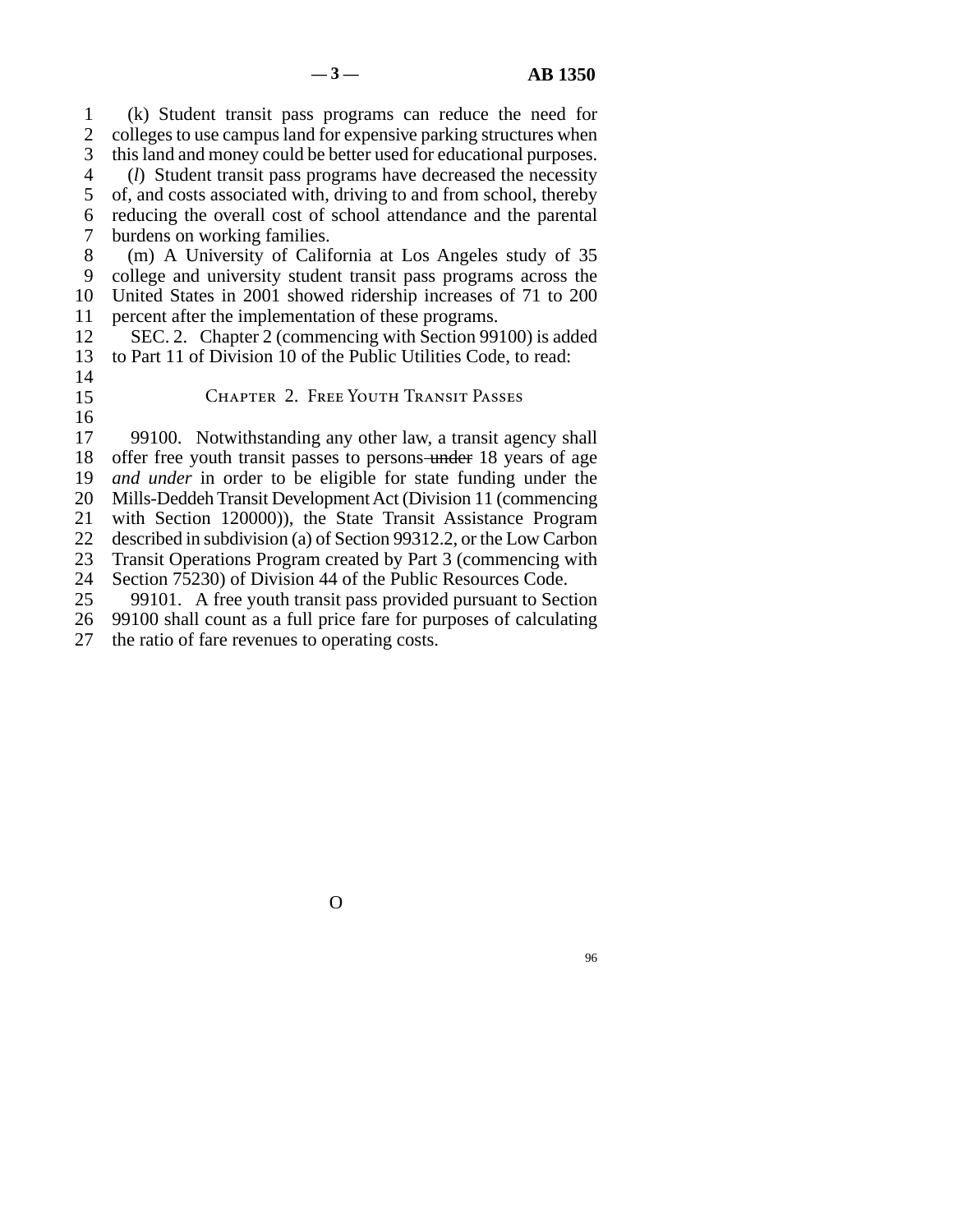(k) Student transit pass programs can reduce the need for colleges to use campus land for expensive parking structures when this land and money could be better used for educational purposes.

(*l*) Student transit pass programs have decreased the necessity of, and costs associated with, driving to and from school, thereby reducing the overall cost of school attendance and the parental burdens on working families.

(m) A University of California at Los Angeles study of 35 college and university student transit pass programs across the United States in 2001 showed ridership increases of 71 to 200 percent after the implementation of these programs.

SEC. 2. Chapter 2 (commencing with Section 99100) is added to Part 11 of Division 10 of the Public Utilities Code, to read:

## Chapter 2. Free Youth Transit Passes

99100. Notwithstanding any other law, a transit agency shall offer free youth transit passes to persons ~~under~~ 18 years of age *and under* in order to be eligible for state funding under the Mills-Deddeh Transit Development Act (Division 11 (commencing with Section 120000)), the State Transit Assistance Program described in subdivision (a) of Section 99312.2, or the Low Carbon Transit Operations Program created by Part 3 (commencing with Section 75230) of Division 44 of the Public Resources Code.

99101. A free youth transit pass provided pursuant to Section 99100 shall count as a full price fare for purposes of calculating the ratio of fare revenues to operating costs.